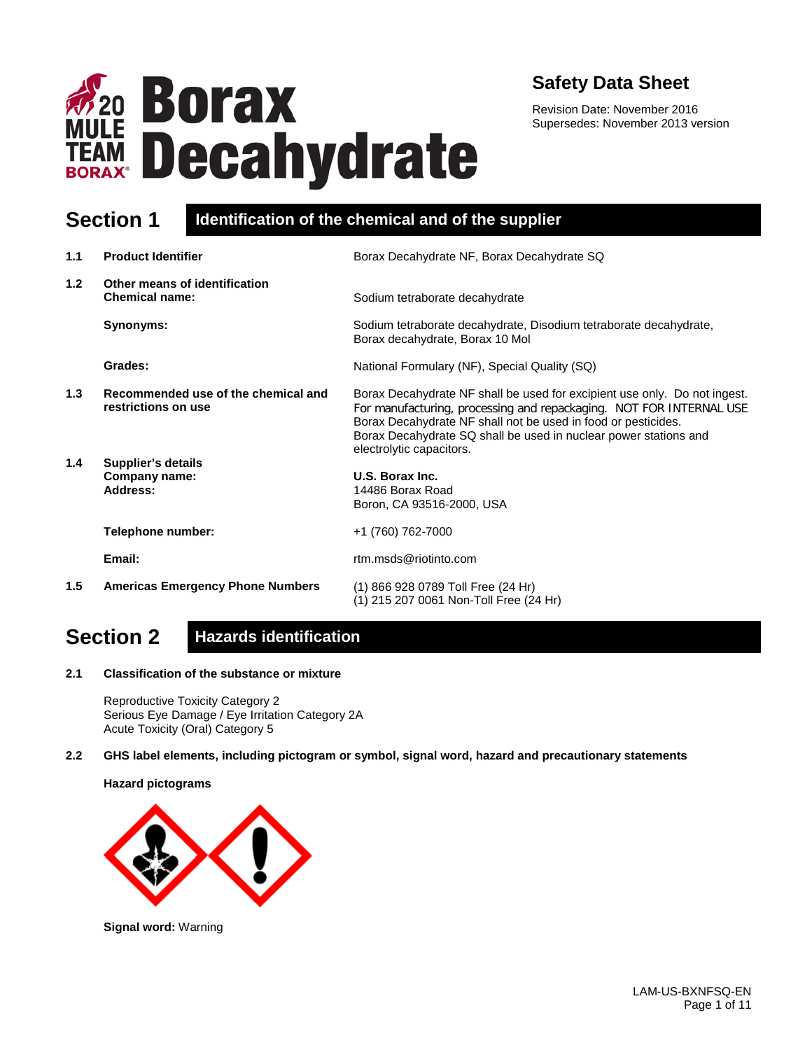# 20 MULE TEAM BORAX® Borax Decahydrate

## Safety Data Sheet

Revision Date: November 2016
Supersedes: November 2013 version

## Section 1 Identification of the chemical and of the supplier

| | | |
|---|---|---|
| **1.1** | **Product Identifier** | Borax Decahydrate NF, Borax Decahydrate SQ |
| **1.2** | **Other means of identification** | |
| | **Chemical name:** | Sodium tetraborate decahydrate |
| | **Synonyms:** | Sodium tetraborate decahydrate, Disodium tetraborate decahydrate, Borax decahydrate, Borax 10 Mol |
| | **Grades:** | National Formulary (NF), Special Quality (SQ) |
| **1.3** | **Recommended use of the chemical and restrictions on use** | Borax Decahydrate NF shall be used for excipient use only. Do not ingest. For manufacturing, processing and repackaging. NOT FOR INTERNAL USE Borax Decahydrate NF shall not be used in food or pesticides. Borax Decahydrate SQ shall be used in nuclear power stations and electrolytic capacitors. |
| **1.4** | **Supplier's details** | |
| | **Company name:** | **U.S. Borax Inc.** |
| | **Address:** | 14486 Borax Road<br>Boron, CA 93516-2000, USA |
| | **Telephone number:** | +1 (760) 762-7000 |
| | **Email:** | rtm.msds@riotinto.com |
| **1.5** | **Americas Emergency Phone Numbers** | (1) 866 928 0789 Toll Free (24 Hr)<br>(1) 215 207 0061 Non-Toll Free (24 Hr) |

## Section 2 Hazards identification

**2.1 Classification of the substance or mixture**

Reproductive Toxicity Category 2
Serious Eye Damage / Eye Irritation Category 2A
Acute Toxicity (Oral) Category 5

**2.2 GHS label elements, including pictogram or symbol, signal word, hazard and precautionary statements**

**Hazard pictograms**

**Signal word:** Warning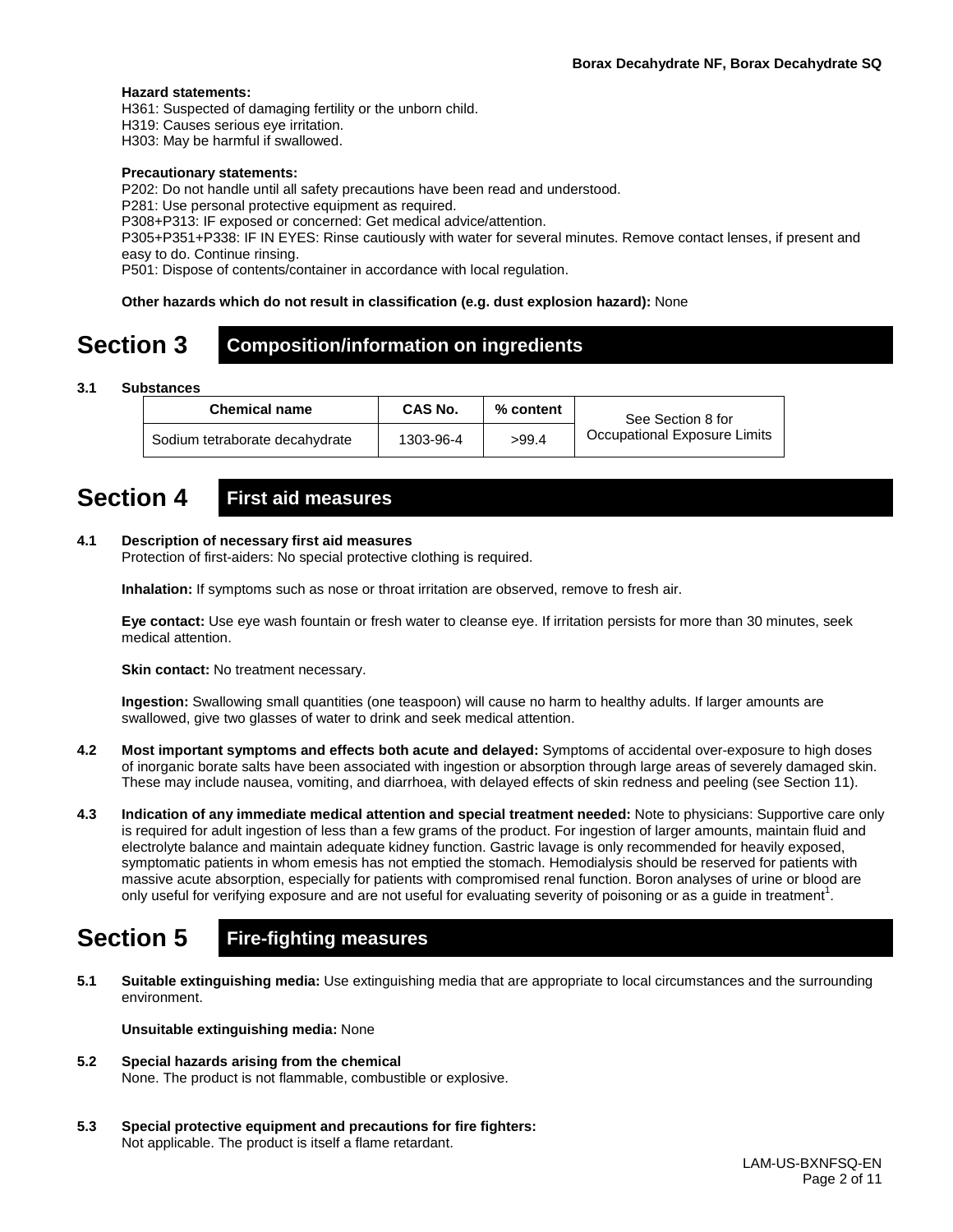**Hazard statements:**
H361: Suspected of damaging fertility or the unborn child.
H319: Causes serious eye irritation.
H303: May be harmful if swallowed.

**Precautionary statements:**
P202: Do not handle until all safety precautions have been read and understood.
P281: Use personal protective equipment as required.
P308+P313: IF exposed or concerned: Get medical advice/attention.
P305+P351+P338: IF IN EYES: Rinse cautiously with water for several minutes. Remove contact lenses, if present and easy to do. Continue rinsing.
P501: Dispose of contents/container in accordance with local regulation.

**Other hazards which do not result in classification (e.g. dust explosion hazard):** None

# Section 3 Composition/information on ingredients

**3.1 Substances**

| Chemical name | CAS No. | % content | See Section 8 for Occupational Exposure Limits |
|---|---|---|---|
| Sodium tetraborate decahydrate | 1303-96-4 | >99.4 | |

# Section 4 First aid measures

**4.1 Description of necessary first aid measures**
Protection of first-aiders: No special protective clothing is required.

**Inhalation:** If symptoms such as nose or throat irritation are observed, remove to fresh air.

**Eye contact:** Use eye wash fountain or fresh water to cleanse eye. If irritation persists for more than 30 minutes, seek medical attention.

**Skin contact:** No treatment necessary.

**Ingestion:** Swallowing small quantities (one teaspoon) will cause no harm to healthy adults. If larger amounts are swallowed, give two glasses of water to drink and seek medical attention.

**4.2 Most important symptoms and effects both acute and delayed:** Symptoms of accidental over-exposure to high doses of inorganic borate salts have been associated with ingestion or absorption through large areas of severely damaged skin. These may include nausea, vomiting, and diarrhoea, with delayed effects of skin redness and peeling (see Section 11).

**4.3 Indication of any immediate medical attention and special treatment needed:** Note to physicians: Supportive care only is required for adult ingestion of less than a few grams of the product. For ingestion of larger amounts, maintain fluid and electrolyte balance and maintain adequate kidney function. Gastric lavage is only recommended for heavily exposed, symptomatic patients in whom emesis has not emptied the stomach. Hemodialysis should be reserved for patients with massive acute absorption, especially for patients with compromised renal function. Boron analyses of urine or blood are only useful for verifying exposure and are not useful for evaluating severity of poisoning or as a guide in treatment[1].

# Section 5 Fire-fighting measures

**5.1 Suitable extinguishing media:** Use extinguishing media that are appropriate to local circumstances and the surrounding environment.

**Unsuitable extinguishing media:** None

**5.2 Special hazards arising from the chemical**
None. The product is not flammable, combustible or explosive.

**5.3 Special protective equipment and precautions for fire fighters:**
Not applicable. The product is itself a flame retardant.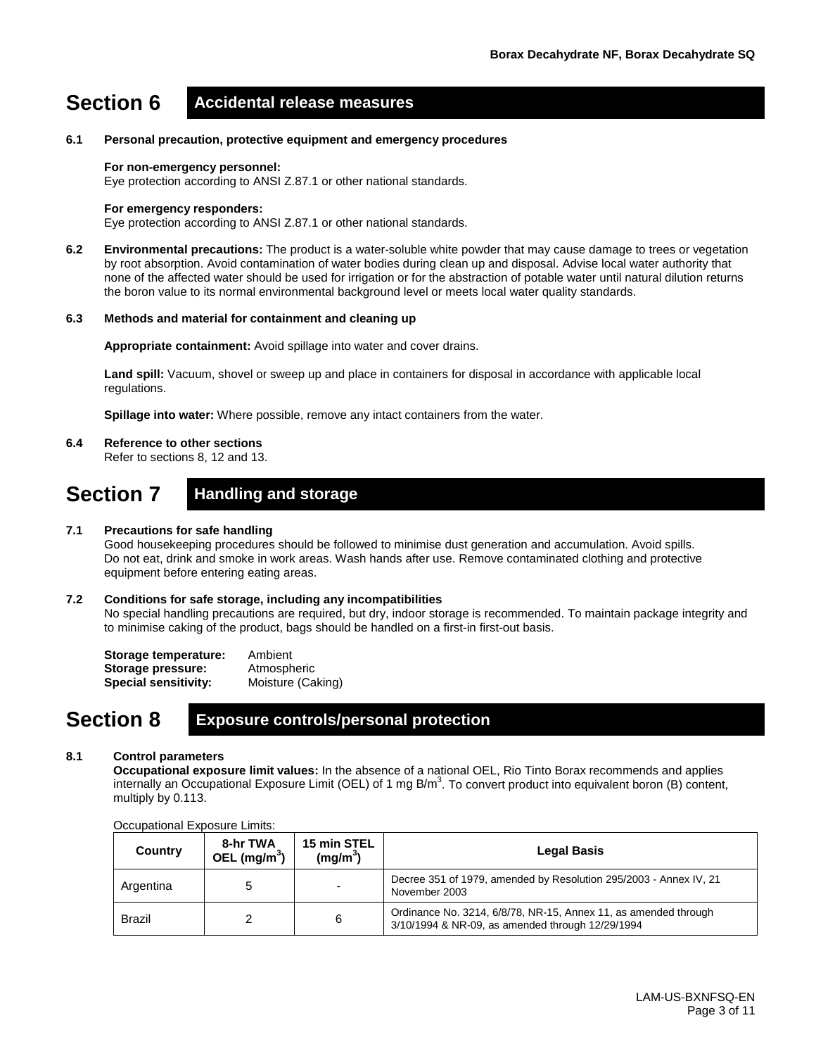# Section 6 Accidental release measures

**6.1 Personal precaution, protective equipment and emergency procedures**

**For non-emergency personnel:**
Eye protection according to ANSI Z.87.1 or other national standards.

**For emergency responders:**
Eye protection according to ANSI Z.87.1 or other national standards.

**6.2 Environmental precautions:** The product is a water-soluble white powder that may cause damage to trees or vegetation by root absorption. Avoid contamination of water bodies during clean up and disposal. Advise local water authority that none of the affected water should be used for irrigation or for the abstraction of potable water until natural dilution returns the boron value to its normal environmental background level or meets local water quality standards.

**6.3 Methods and material for containment and cleaning up**

**Appropriate containment:** Avoid spillage into water and cover drains.

**Land spill:** Vacuum, shovel or sweep up and place in containers for disposal in accordance with applicable local regulations.

**Spillage into water:** Where possible, remove any intact containers from the water.

**6.4 Reference to other sections**
Refer to sections 8, 12 and 13.

# Section 7 Handling and storage

**7.1 Precautions for safe handling**
Good housekeeping procedures should be followed to minimise dust generation and accumulation. Avoid spills. Do not eat, drink and smoke in work areas. Wash hands after use. Remove contaminated clothing and protective equipment before entering eating areas.

**7.2 Conditions for safe storage, including any incompatibilities**
No special handling precautions are required, but dry, indoor storage is recommended. To maintain package integrity and to minimise caking of the product, bags should be handled on a first-in first-out basis.

**Storage temperature:** Ambient
**Storage pressure:** Atmospheric
**Special sensitivity:** Moisture (Caking)

# Section 8 Exposure controls/personal protection

**8.1 Control parameters**
**Occupational exposure limit values:** In the absence of a national OEL, Rio Tinto Borax recommends and applies internally an Occupational Exposure Limit (OEL) of 1 mg B/$m^3$. To convert product into equivalent boron (B) content, multiply by 0.113.

Occupational Exposure Limits:

| Country | 8-hr TWA OEL (mg/$m^3$) | 15 min STEL (mg/$m^3$) | Legal Basis |
|---|---|---|---|
| Argentina | 5 | - | Decree 351 of 1979, amended by Resolution 295/2003 - Annex IV, 21 November 2003 |
| Brazil | 2 | 6 | Ordinance No. 3214, 6/8/78, NR-15, Annex 11, as amended through 3/10/1994 & NR-09, as amended through 12/29/1994 |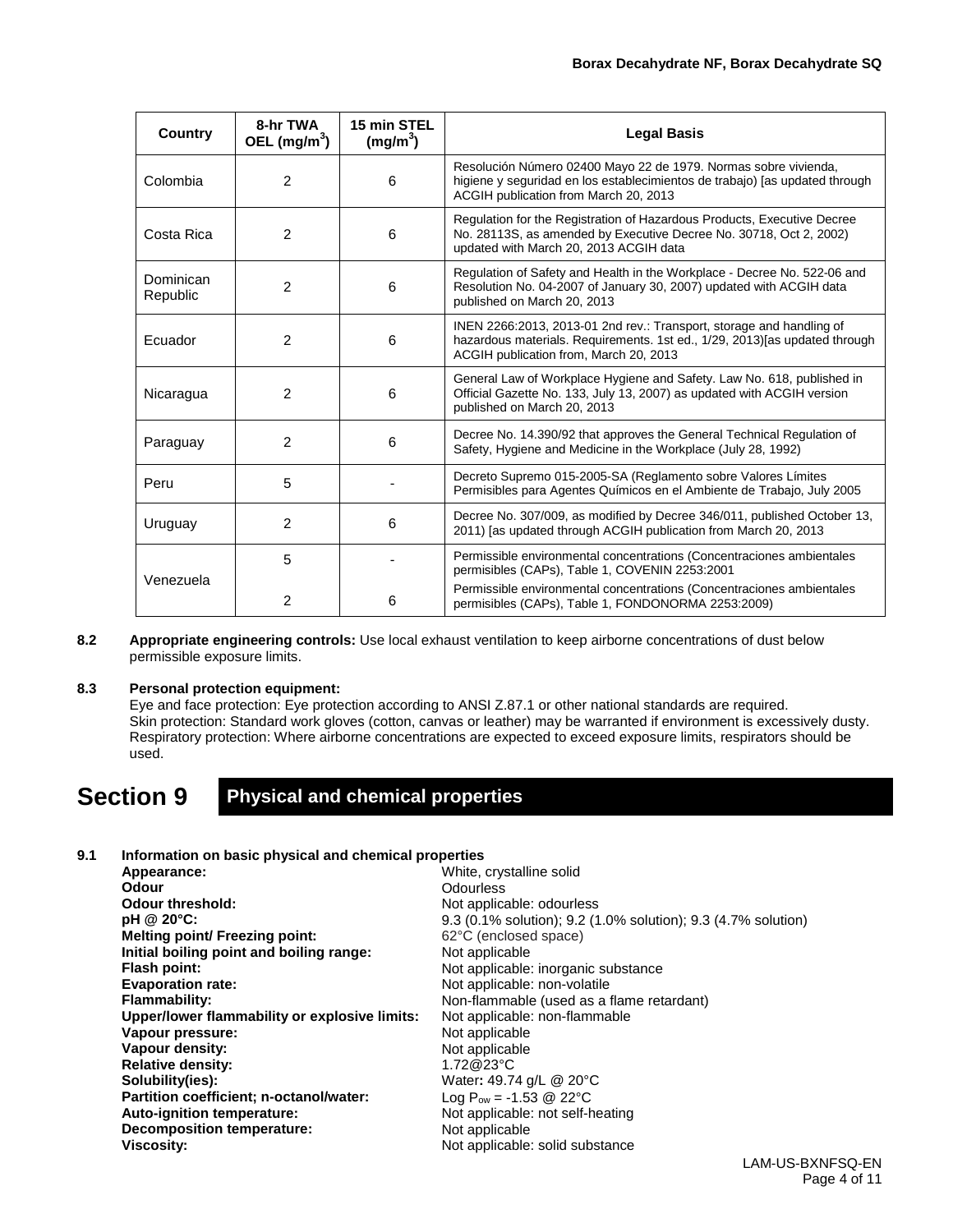| Country | 8-hr TWA OEL (mg/m$^3$) | 15 min STEL (mg/m$^3$) | Legal Basis |
|---|---|---|---|
| Colombia | 2 | 6 | Resolución Número 02400 Mayo 22 de 1979. Normas sobre vivienda, higiene y seguridad en los establecimientos de trabajo) [as updated through ACGIH publication from March 20, 2013 |
| Costa Rica | 2 | 6 | Regulation for the Registration of Hazardous Products, Executive Decree No. 28113S, as amended by Executive Decree No. 30718, Oct 2, 2002) updated with March 20, 2013 ACGIH data |
| Dominican Republic | 2 | 6 | Regulation of Safety and Health in the Workplace - Decree No. 522-06 and Resolution No. 04-2007 of January 30, 2007) updated with ACGIH data published on March 20, 2013 |
| Ecuador | 2 | 6 | INEN 2266:2013, 2013-01 2nd rev.: Transport, storage and handling of hazardous materials. Requirements. 1st ed., 1/29, 2013)[as updated through ACGIH publication from, March 20, 2013 |
| Nicaragua | 2 | 6 | General Law of Workplace Hygiene and Safety. Law No. 618, published in Official Gazette No. 133, July 13, 2007) as updated with ACGIH version published on March 20, 2013 |
| Paraguay | 2 | 6 | Decree No. 14.390/92 that approves the General Technical Regulation of Safety, Hygiene and Medicine in the Workplace (July 28, 1992) |
| Peru | 5 | - | Decreto Supremo 015-2005-SA (Reglamento sobre Valores Límites Permisibles para Agentes Químicos en el Ambiente de Trabajo, July 2005 |
| Uruguay | 2 | 6 | Decree No. 307/009, as modified by Decree 346/011, published October 13, 2011) [as updated through ACGIH publication from March 20, 2013 |
| Venezuela | 5 | - | Permissible environmental concentrations (Concentraciones ambientales permisibles (CAPs), Table 1, COVENIN 2253:2001 |
| | 2 | 6 | Permissible environmental concentrations (Concentraciones ambientales permisibles (CAPs), Table 1, FONDONORMA 2253:2009) |

**8.2 Appropriate engineering controls:** Use local exhaust ventilation to keep airborne concentrations of dust below permissible exposure limits.

**8.3 Personal protection equipment:**

Eye and face protection: Eye protection according to ANSI Z.87.1 or other national standards are required.
Skin protection: Standard work gloves (cotton, canvas or leather) may be warranted if environment is excessively dusty.
Respiratory protection: Where airborne concentrations are expected to exceed exposure limits, respirators should be used.

# Section 9 Physical and chemical properties

**9.1 Information on basic physical and chemical properties**

| | |
|---|---|
| **Appearance:** | White, crystalline solid |
| **Odour** | Odourless |
| **Odour threshold:** | Not applicable: odourless |
| **pH @ 20°C:** | 9.3 (0.1% solution); 9.2 (1.0% solution); 9.3 (4.7% solution) |
| **Melting point/ Freezing point:** | 62°C (enclosed space) |
| **Initial boiling point and boiling range:** | Not applicable |
| **Flash point:** | Not applicable: inorganic substance |
| **Evaporation rate:** | Not applicable: non-volatile |
| **Flammability:** | Non-flammable (used as a flame retardant) |
| **Upper/lower flammability or explosive limits:** | Not applicable: non-flammable |
| **Vapour pressure:** | Not applicable |
| **Vapour density:** | Not applicable |
| **Relative density:** | 1.72@23°C |
| **Solubility(ies):** | Water**:** 49.74 g/L @ 20°C |
| **Partition coefficient; n-octanol/water:** | Log $P_{ow}$ = -1.53 @ 22°C |
| **Auto-ignition temperature:** | Not applicable: not self-heating |
| **Decomposition temperature:** | Not applicable |
| **Viscosity:** | Not applicable: solid substance |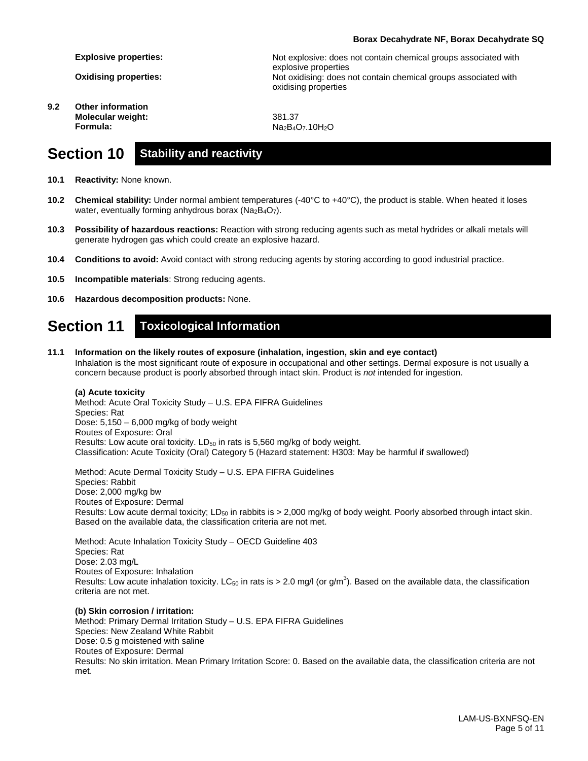**Explosive properties:** Not explosive: does not contain chemical groups associated with explosive properties

**Oxidising properties:** Not oxidising: does not contain chemical groups associated with oxidising properties

**9.2 Other information**

**Molecular weight:** 381.37

**Formula:** $Na_2B_4O_7.10H_2O$

# Section 10 Stability and reactivity

**10.1 Reactivity:** None known.

**10.2 Chemical stability:** Under normal ambient temperatures (-40°C to +40°C), the product is stable. When heated it loses water, eventually forming anhydrous borax ($Na_2B_4O_7$).

**10.3 Possibility of hazardous reactions:** Reaction with strong reducing agents such as metal hydrides or alkali metals will generate hydrogen gas which could create an explosive hazard.

**10.4 Conditions to avoid:** Avoid contact with strong reducing agents by storing according to good industrial practice.

**10.5 Incompatible materials**: Strong reducing agents.

**10.6 Hazardous decomposition products:** None.

# Section 11 Toxicological Information

**11.1 Information on the likely routes of exposure (inhalation, ingestion, skin and eye contact)**

Inhalation is the most significant route of exposure in occupational and other settings. Dermal exposure is not usually a concern because product is poorly absorbed through intact skin. Product is *not* intended for ingestion.

**(a) Acute toxicity**

Method: Acute Oral Toxicity Study – U.S. EPA FIFRA Guidelines
Species: Rat
Dose: 5,150 – 6,000 mg/kg of body weight
Routes of Exposure: Oral
Results: Low acute oral toxicity. $LD_{50}$ in rats is 5,560 mg/kg of body weight.
Classification: Acute Toxicity (Oral) Category 5 (Hazard statement: H303: May be harmful if swallowed)

Method: Acute Dermal Toxicity Study – U.S. EPA FIFRA Guidelines
Species: Rabbit
Dose: 2,000 mg/kg bw
Routes of Exposure: Dermal
Results: Low acute dermal toxicity; $LD_{50}$ in rabbits is > 2,000 mg/kg of body weight. Poorly absorbed through intact skin. Based on the available data, the classification criteria are not met.

Method: Acute Inhalation Toxicity Study – OECD Guideline 403
Species: Rat
Dose: 2.03 mg/L
Routes of Exposure: Inhalation
Results: Low acute inhalation toxicity. $LC_{50}$ in rats is > 2.0 mg/l (or $g/m^3$). Based on the available data, the classification criteria are not met.

**(b) Skin corrosion / irritation:**

Method: Primary Dermal Irritation Study – U.S. EPA FIFRA Guidelines
Species: New Zealand White Rabbit
Dose: 0.5 g moistened with saline
Routes of Exposure: Dermal
Results: No skin irritation. Mean Primary Irritation Score: 0. Based on the available data, the classification criteria are not met.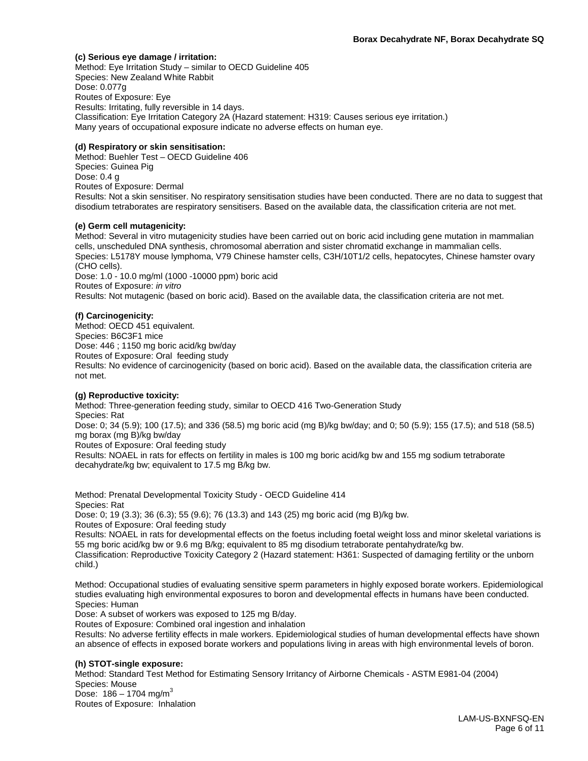**(c) Serious eye damage / irritation:**
Method: Eye Irritation Study – similar to OECD Guideline 405
Species: New Zealand White Rabbit
Dose: 0.077g
Routes of Exposure: Eye
Results: Irritating, fully reversible in 14 days.
Classification: Eye Irritation Category 2A (Hazard statement: H319: Causes serious eye irritation.)
Many years of occupational exposure indicate no adverse effects on human eye.

**(d) Respiratory or skin sensitisation:**
Method: Buehler Test – OECD Guideline 406
Species: Guinea Pig
Dose: 0.4 g
Routes of Exposure: Dermal
Results: Not a skin sensitiser. No respiratory sensitisation studies have been conducted. There are no data to suggest that disodium tetraborates are respiratory sensitisers. Based on the available data, the classification criteria are not met.

**(e) Germ cell mutagenicity:**
Method: Several in vitro mutagenicity studies have been carried out on boric acid including gene mutation in mammalian cells, unscheduled DNA synthesis, chromosomal aberration and sister chromatid exchange in mammalian cells.
Species: L5178Y mouse lymphoma, V79 Chinese hamster cells, C3H/10T1/2 cells, hepatocytes, Chinese hamster ovary (CHO cells).
Dose: 1.0 - 10.0 mg/ml (1000 -10000 ppm) boric acid
Routes of Exposure: *in vitro*
Results: Not mutagenic (based on boric acid). Based on the available data, the classification criteria are not met.

**(f) Carcinogenicity:**
Method: OECD 451 equivalent.
Species: B6C3F1 mice
Dose: 446 ; 1150 mg boric acid/kg bw/day
Routes of Exposure: Oral feeding study
Results: No evidence of carcinogenicity (based on boric acid). Based on the available data, the classification criteria are not met.

**(g) Reproductive toxicity:**
Method: Three-generation feeding study, similar to OECD 416 Two-Generation Study
Species: Rat
Dose: 0; 34 (5.9); 100 (17.5); and 336 (58.5) mg boric acid (mg B)/kg bw/day; and 0; 50 (5.9); 155 (17.5); and 518 (58.5) mg borax (mg B)/kg bw/day
Routes of Exposure: Oral feeding study
Results: NOAEL in rats for effects on fertility in males is 100 mg boric acid/kg bw and 155 mg sodium tetraborate decahydrate/kg bw; equivalent to 17.5 mg B/kg bw.

Method: Prenatal Developmental Toxicity Study - OECD Guideline 414
Species: Rat
Dose: 0; 19 (3.3); 36 (6.3); 55 (9.6); 76 (13.3) and 143 (25) mg boric acid (mg B)/kg bw.
Routes of Exposure: Oral feeding study
Results: NOAEL in rats for developmental effects on the foetus including foetal weight loss and minor skeletal variations is 55 mg boric acid/kg bw or 9.6 mg B/kg; equivalent to 85 mg disodium tetraborate pentahydrate/kg bw.
Classification: Reproductive Toxicity Category 2 (Hazard statement: H361: Suspected of damaging fertility or the unborn child.)

Method: Occupational studies of evaluating sensitive sperm parameters in highly exposed borate workers. Epidemiological studies evaluating high environmental exposures to boron and developmental effects in humans have been conducted.
Species: Human
Dose: A subset of workers was exposed to 125 mg B/day.
Routes of Exposure: Combined oral ingestion and inhalation
Results: No adverse fertility effects in male workers. Epidemiological studies of human developmental effects have shown an absence of effects in exposed borate workers and populations living in areas with high environmental levels of boron.

**(h) STOT-single exposure:**
Method: Standard Test Method for Estimating Sensory Irritancy of Airborne Chemicals - ASTM E981-04 (2004)
Species: Mouse
Dose: 186 – 1704 mg/m$^3$
Routes of Exposure: Inhalation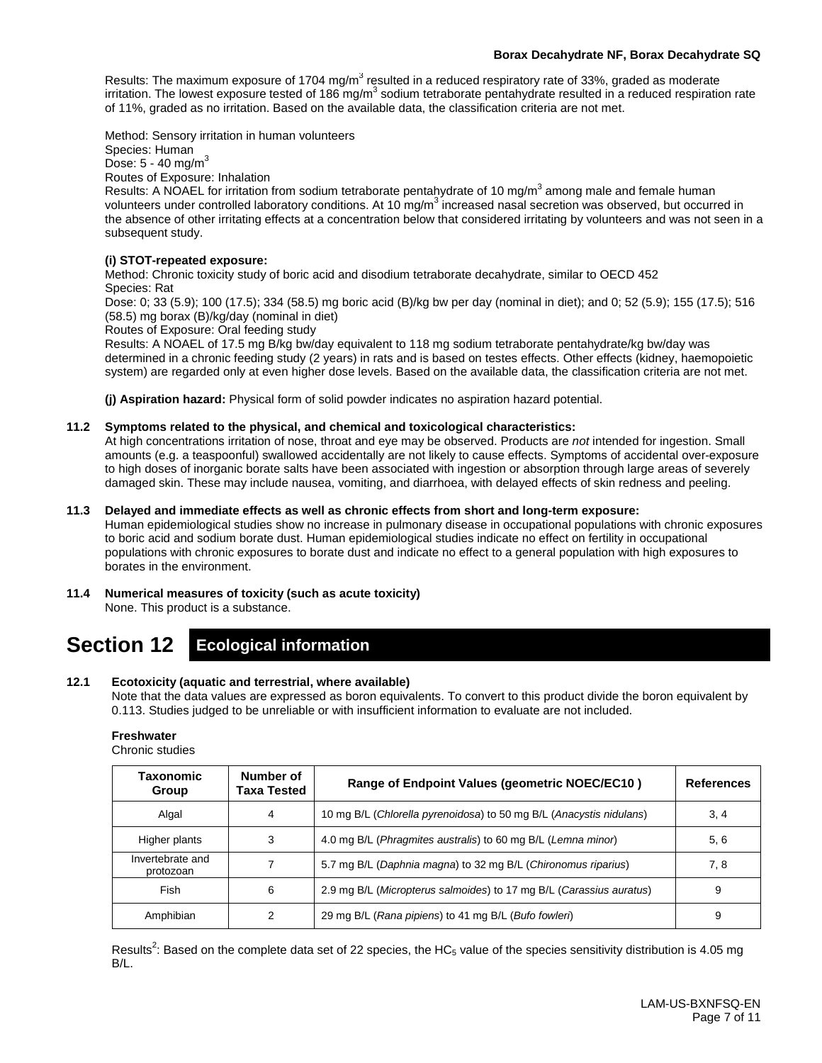Results: The maximum exposure of 1704 $mg/m^3$ resulted in a reduced respiratory rate of 33%, graded as moderate irritation. The lowest exposure tested of 186 $mg/m^3$ sodium tetraborate pentahydrate resulted in a reduced respiration rate of 11%, graded as no irritation. Based on the available data, the classification criteria are not met.

Method: Sensory irritation in human volunteers
Species: Human
Dose: 5 - 40 $mg/m^3$
Routes of Exposure: Inhalation
Results: A NOAEL for irritation from sodium tetraborate pentahydrate of 10 $mg/m^3$ among male and female human volunteers under controlled laboratory conditions. At 10 $mg/m^3$ increased nasal secretion was observed, but occurred in the absence of other irritating effects at a concentration below that considered irritating by volunteers and was not seen in a subsequent study.

**(i) STOT-repeated exposure:**
Method: Chronic toxicity study of boric acid and disodium tetraborate decahydrate, similar to OECD 452
Species: Rat
Dose: 0; 33 (5.9); 100 (17.5); 334 (58.5) mg boric acid (B)/kg bw per day (nominal in diet); and 0; 52 (5.9); 155 (17.5); 516 (58.5) mg borax (B)/kg/day (nominal in diet)
Routes of Exposure: Oral feeding study
Results: A NOAEL of 17.5 mg B/kg bw/day equivalent to 118 mg sodium tetraborate pentahydrate/kg bw/day was determined in a chronic feeding study (2 years) in rats and is based on testes effects. Other effects (kidney, haemopoietic system) are regarded only at even higher dose levels. Based on the available data, the classification criteria are not met.

**(j) Aspiration hazard:** Physical form of solid powder indicates no aspiration hazard potential.

**11.2 Symptoms related to the physical, and chemical and toxicological characteristics:**
At high concentrations irritation of nose, throat and eye may be observed. Products are *not* intended for ingestion. Small amounts (e.g. a teaspoonful) swallowed accidentally are not likely to cause effects. Symptoms of accidental over-exposure to high doses of inorganic borate salts have been associated with ingestion or absorption through large areas of severely damaged skin. These may include nausea, vomiting, and diarrhoea, with delayed effects of skin redness and peeling.

**11.3 Delayed and immediate effects as well as chronic effects from short and long-term exposure:**
Human epidemiological studies show no increase in pulmonary disease in occupational populations with chronic exposures to boric acid and sodium borate dust. Human epidemiological studies indicate no effect on fertility in occupational populations with chronic exposures to borate dust and indicate no effect to a general population with high exposures to borates in the environment.

**11.4 Numerical measures of toxicity (such as acute toxicity)**
None. This product is a substance.

# Section 12 Ecological information

**12.1 Ecotoxicity (aquatic and terrestrial, where available)**
Note that the data values are expressed as boron equivalents. To convert to this product divide the boron equivalent by 0.113. Studies judged to be unreliable or with insufficient information to evaluate are not included.

**Freshwater**
Chronic studies

| Taxonomic Group | Number of Taxa Tested | Range of Endpoint Values (geometric NOEC/EC10 ) | References |
|---|---|---|---|
| Algal | 4 | 10 mg B/L (*Chlorella pyrenoidosa*) to 50 mg B/L (*Anacystis nidulans*) | 3, 4 |
| Higher plants | 3 | 4.0 mg B/L (*Phragmites australis*) to 60 mg B/L (*Lemna minor*) | 5, 6 |
| Invertebrate and protozoan | 7 | 5.7 mg B/L (*Daphnia magna*) to 32 mg B/L (*Chironomus riparius*) | 7, 8 |
| Fish | 6 | 2.9 mg B/L (*Micropterus salmoides*) to 17 mg B/L (*Carassius auratus*) | 9 |
| Amphibian | 2 | 29 mg B/L (*Rana pipiens*) to 41 mg B/L (*Bufo fowleri*) | 9 |

Results[2]: Based on the complete data set of 22 species, the $HC_5$ value of the species sensitivity distribution is 4.05 mg B/L.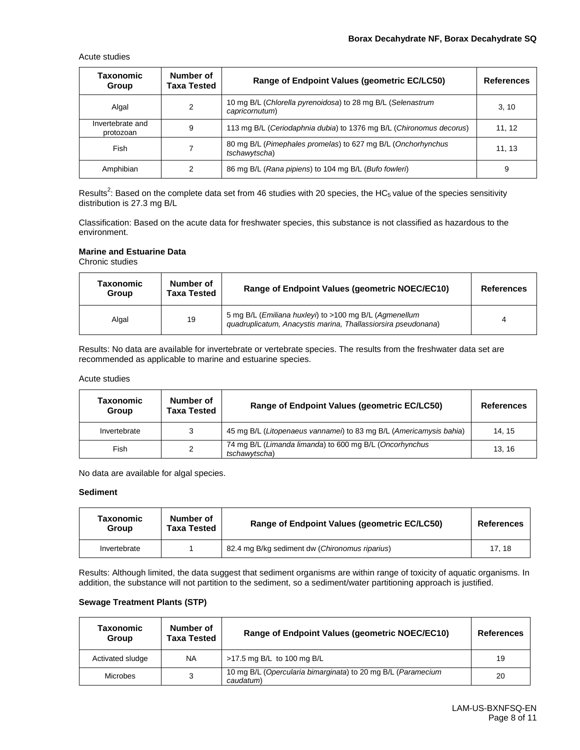Acute studies

| Taxonomic Group | Number of Taxa Tested | Range of Endpoint Values (geometric EC/LC50) | References |
|---|---|---|---|
| Algal | 2 | 10 mg B/L (*Chlorella pyrenoidosa*) to 28 mg B/L (*Selenastrum capricornutum*) | 3, 10 |
| Invertebrate and protozoan | 9 | 113 mg B/L (*Ceriodaphnia dubia*) to 1376 mg B/L (*Chironomus decorus*) | 11, 12 |
| Fish | 7 | 80 mg B/L (*Pimephales promelas*) to 627 mg B/L (*Onchorhynchus tschawytscha*) | 11, 13 |
| Amphibian | 2 | 86 mg B/L (*Rana pipiens*) to 104 mg B/L (*Bufo fowleri*) | 9 |

Results[2]: Based on the complete data set from 46 studies with 20 species, the $HC_5$ value of the species sensitivity distribution is 27.3 mg B/L

Classification: Based on the acute data for freshwater species, this substance is not classified as hazardous to the environment.

**Marine and Estuarine Data**

Chronic studies

| Taxonomic Group | Number of Taxa Tested | Range of Endpoint Values (geometric NOEC/EC10) | References |
|---|---|---|---|
| Algal | 19 | 5 mg B/L (*Emiliana huxleyi*) to >100 mg B/L (*Agmenellum quadruplicatum, Anacystis marina, Thallassiorsira pseudonana*) | 4 |

Results: No data are available for invertebrate or vertebrate species. The results from the freshwater data set are recommended as applicable to marine and estuarine species.

Acute studies

| Taxonomic Group | Number of Taxa Tested | Range of Endpoint Values (geometric EC/LC50) | References |
|---|---|---|---|
| Invertebrate | 3 | 45 mg B/L (*Litopenaeus vannamei*) to 83 mg B/L (*Americamysis bahia*) | 14, 15 |
| Fish | 2 | 74 mg B/L (*Limanda limanda*) to 600 mg B/L (*Oncorhynchus tschawytscha*) | 13, 16 |

No data are available for algal species.

**Sediment**

| Taxonomic Group | Number of Taxa Tested | Range of Endpoint Values (geometric EC/LC50) | References |
|---|---|---|---|
| Invertebrate | 1 | 82.4 mg B/kg sediment dw (*Chironomus riparius*) | 17, 18 |

Results: Although limited, the data suggest that sediment organisms are within range of toxicity of aquatic organisms. In addition, the substance will not partition to the sediment, so a sediment/water partitioning approach is justified.

**Sewage Treatment Plants (STP)**

| Taxonomic Group | Number of Taxa Tested | Range of Endpoint Values (geometric NOEC/EC10) | References |
|---|---|---|---|
| Activated sludge | NA | >17.5 mg B/L to 100 mg B/L | 19 |
| Microbes | 3 | 10 mg B/L (*Opercularia bimarginata*) to 20 mg B/L (*Paramecium caudatum*) | 20 |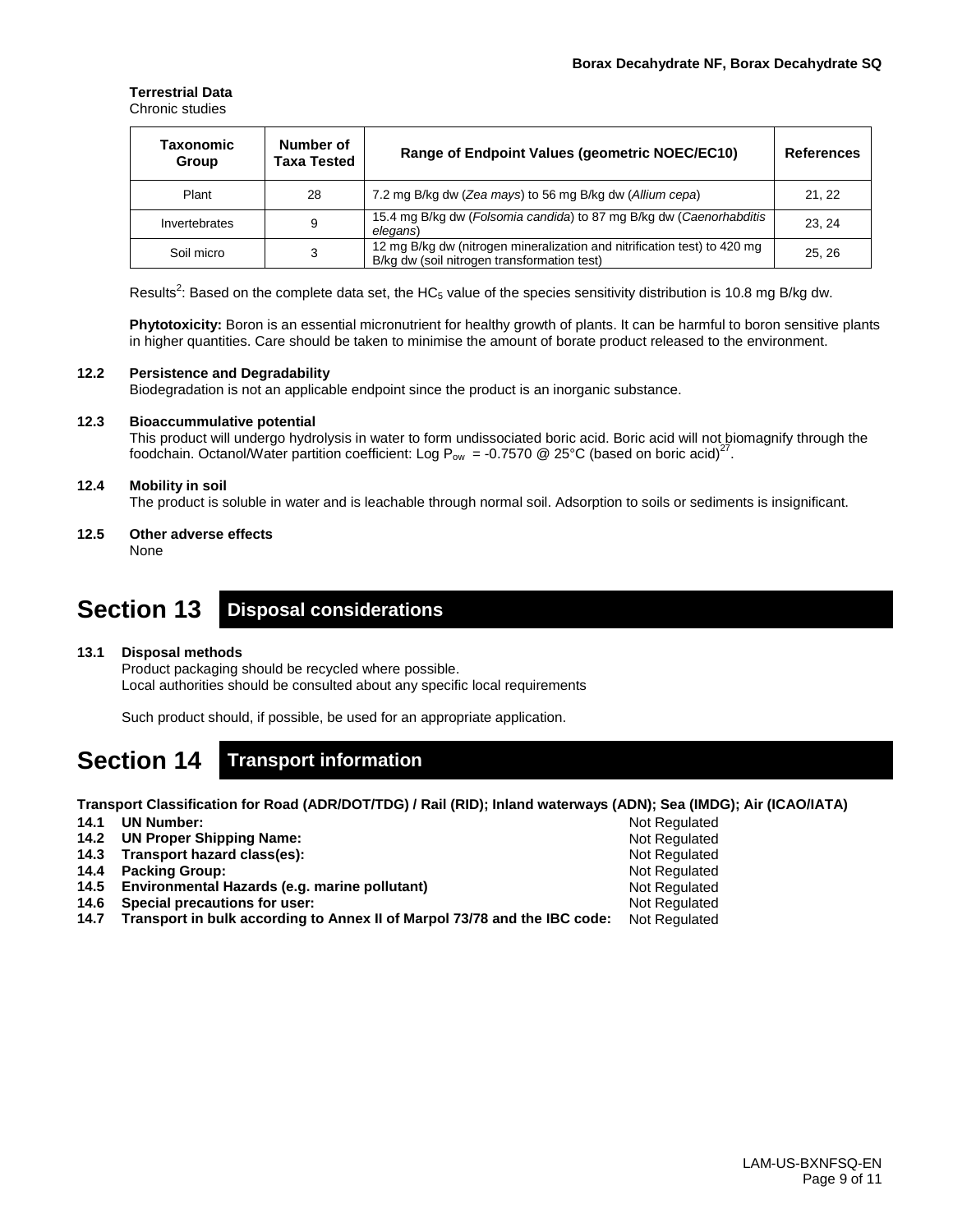**Terrestrial Data**

Chronic studies

| Taxonomic Group | Number of Taxa Tested | Range of Endpoint Values (geometric NOEC/EC10) | References |
|---|---|---|---|
| Plant | 28 | 7.2 mg B/kg dw (*Zea mays*) to 56 mg B/kg dw (*Allium cepa*) | 21, 22 |
| Invertebrates | 9 | 15.4 mg B/kg dw (*Folsomia candida*) to 87 mg B/kg dw (*Caenorhabditis elegans*) | 23, 24 |
| Soil micro | 3 | 12 mg B/kg dw (nitrogen mineralization and nitrification test) to 420 mg B/kg dw (soil nitrogen transformation test) | 25, 26 |

Results[2]: Based on the complete data set, the $HC_5$ value of the species sensitivity distribution is 10.8 mg B/kg dw.

**Phytotoxicity:** Boron is an essential micronutrient for healthy growth of plants. It can be harmful to boron sensitive plants in higher quantities. Care should be taken to minimise the amount of borate product released to the environment.

**12.2 Persistence and Degradability**

Biodegradation is not an applicable endpoint since the product is an inorganic substance.

**12.3 Bioaccummulative potential**

This product will undergo hydrolysis in water to form undissociated boric acid. Boric acid will not biomagnify through the foodchain. Octanol/Water partition coefficient: Log $P_{ow}$ = -0.7570 @ 25°C (based on boric acid)[27].

**12.4 Mobility in soil**

The product is soluble in water and is leachable through normal soil. Adsorption to soils or sediments is insignificant.

**12.5 Other adverse effects**

None

# Section 13 Disposal considerations

**13.1 Disposal methods**

Product packaging should be recycled where possible.
Local authorities should be consulted about any specific local requirements

Such product should, if possible, be used for an appropriate application.

# Section 14 Transport information

**Transport Classification for Road (ADR/DOT/TDG) / Rail (RID); Inland waterways (ADN); Sea (IMDG); Air (ICAO/IATA)**

| | | |
|---|---|---|
| **14.1** | **UN Number:** | Not Regulated |
| **14.2** | **UN Proper Shipping Name:** | Not Regulated |
| **14.3** | **Transport hazard class(es):** | Not Regulated |
| **14.4** | **Packing Group:** | Not Regulated |
| **14.5** | **Environmental Hazards (e.g. marine pollutant)** | Not Regulated |
| **14.6** | **Special precautions for user:** | Not Regulated |
| **14.7** | **Transport in bulk according to Annex II of Marpol 73/78 and the IBC code:** | Not Regulated |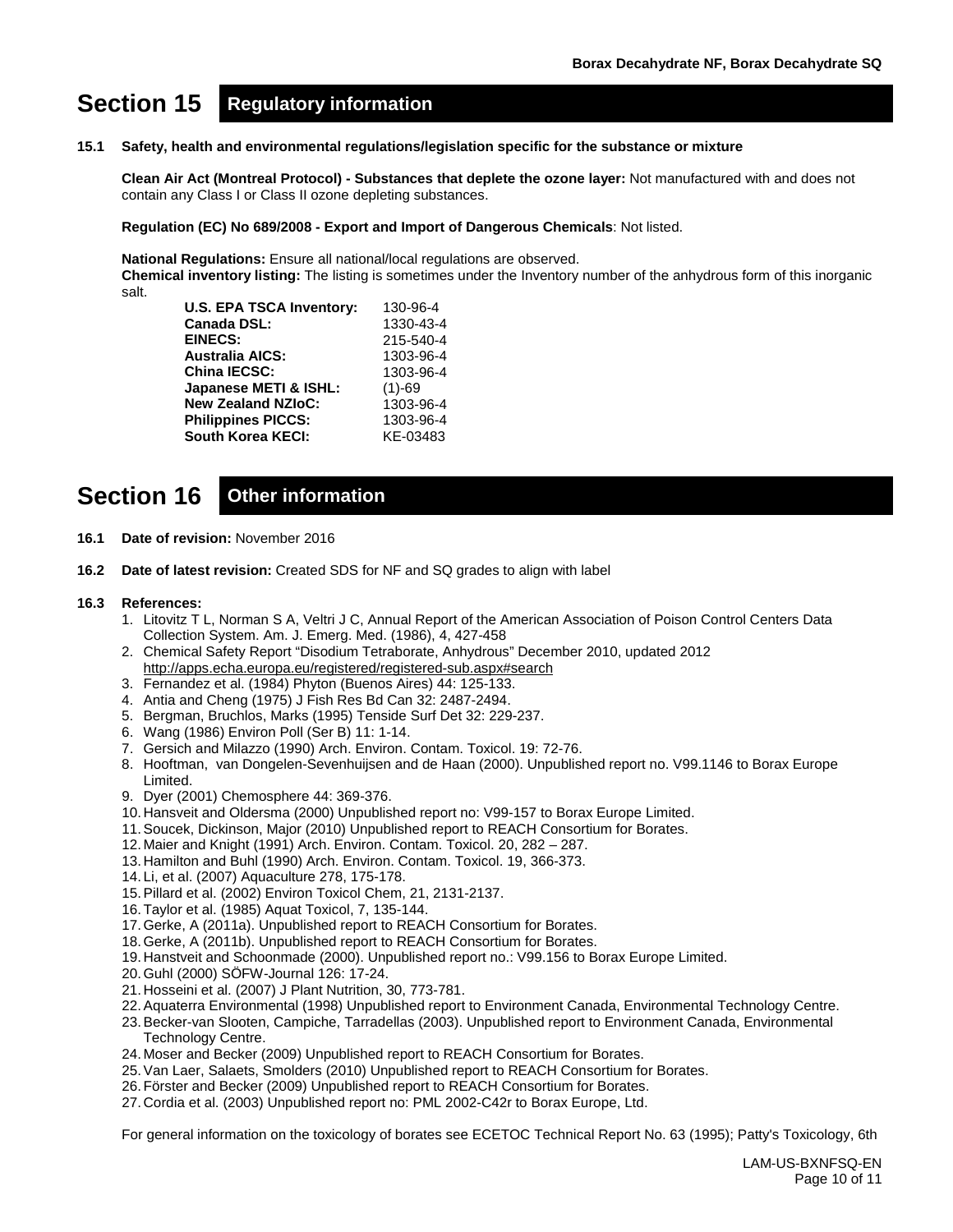# Section 15 Regulatory information

**15.1 Safety, health and environmental regulations/legislation specific for the substance or mixture**

**Clean Air Act (Montreal Protocol) - Substances that deplete the ozone layer:** Not manufactured with and does not contain any Class I or Class II ozone depleting substances.

**Regulation (EC) No 689/2008 - Export and Import of Dangerous Chemicals**: Not listed.

**National Regulations:** Ensure all national/local regulations are observed.
**Chemical inventory listing:** The listing is sometimes under the Inventory number of the anhydrous form of this inorganic salt.

| | |
|---|---|
| **U.S. EPA TSCA Inventory:** | 130-96-4 |
| **Canada DSL:** | 1330-43-4 |
| **EINECS:** | 215-540-4 |
| **Australia AICS:** | 1303-96-4 |
| **China IECSC:** | 1303-96-4 |
| **Japanese METI & ISHL:** | (1)-69 |
| **New Zealand NZIoC:** | 1303-96-4 |
| **Philippines PICCS:** | 1303-96-4 |
| **South Korea KECI:** | KE-03483 |

# Section 16 Other information

**16.1 Date of revision:** November 2016

**16.2 Date of latest revision:** Created SDS for NF and SQ grades to align with label

**16.3 References:**

1. Litovitz T L, Norman S A, Veltri J C, Annual Report of the American Association of Poison Control Centers Data Collection System. Am. J. Emerg. Med. (1986), 4, 427-458
2. Chemical Safety Report "Disodium Tetraborate, Anhydrous" December 2010, updated 2012 http://apps.echa.europa.eu/registered/registered-sub.aspx#search
3. Fernandez et al. (1984) Phyton (Buenos Aires) 44: 125-133.
4. Antia and Cheng (1975) J Fish Res Bd Can 32: 2487-2494.
5. Bergman, Bruchlos, Marks (1995) Tenside Surf Det 32: 229-237.
6. Wang (1986) Environ Poll (Ser B) 11: 1-14.
7. Gersich and Milazzo (1990) Arch. Environ. Contam. Toxicol. 19: 72-76.
8. Hooftman, van Dongelen-Sevenhuijsen and de Haan (2000). Unpublished report no. V99.1146 to Borax Europe Limited.
9. Dyer (2001) Chemosphere 44: 369-376.
10. Hansveit and Oldersma (2000) Unpublished report no: V99-157 to Borax Europe Limited.
11. Soucek, Dickinson, Major (2010) Unpublished report to REACH Consortium for Borates.
12. Maier and Knight (1991) Arch. Environ. Contam. Toxicol. 20, 282 – 287.
13. Hamilton and Buhl (1990) Arch. Environ. Contam. Toxicol. 19, 366-373.
14. Li, et al. (2007) Aquaculture 278, 175-178.
15. Pillard et al. (2002) Environ Toxicol Chem, 21, 2131-2137.
16. Taylor et al. (1985) Aquat Toxicol, 7, 135-144.
17. Gerke, A (2011a). Unpublished report to REACH Consortium for Borates.
18. Gerke, A (2011b). Unpublished report to REACH Consortium for Borates.
19. Hanstveit and Schoonmade (2000). Unpublished report no.: V99.156 to Borax Europe Limited.
20. Guhl (2000) SÖFW-Journal 126: 17-24.
21. Hosseini et al. (2007) J Plant Nutrition, 30, 773-781.
22. Aquaterra Environmental (1998) Unpublished report to Environment Canada, Environmental Technology Centre.
23. Becker-van Slooten, Campiche, Tarradellas (2003). Unpublished report to Environment Canada, Environmental Technology Centre.
24. Moser and Becker (2009) Unpublished report to REACH Consortium for Borates.
25. Van Laer, Salaets, Smolders (2010) Unpublished report to REACH Consortium for Borates.
26. Förster and Becker (2009) Unpublished report to REACH Consortium for Borates.
27. Cordia et al. (2003) Unpublished report no: PML 2002-C42r to Borax Europe, Ltd.

For general information on the toxicology of borates see ECETOC Technical Report No. 63 (1995); Patty's Toxicology, 6th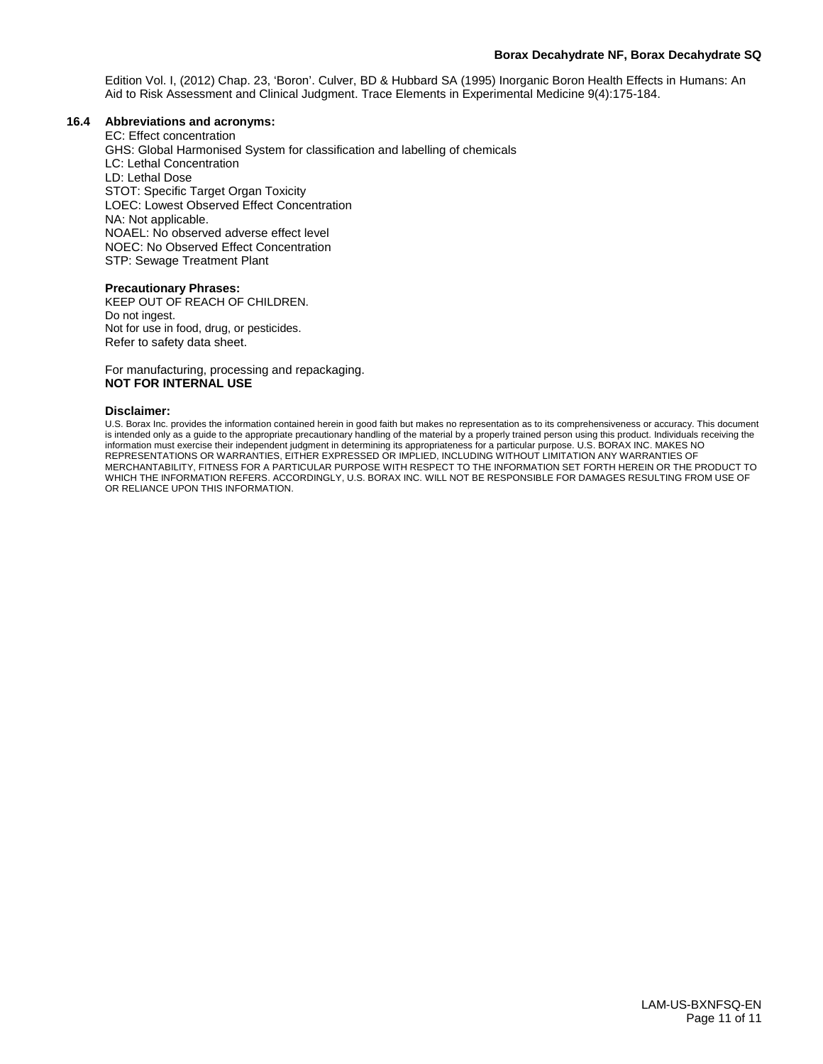Edition Vol. I, (2012) Chap. 23, 'Boron'. Culver, BD & Hubbard SA (1995) Inorganic Boron Health Effects in Humans: An Aid to Risk Assessment and Clinical Judgment. Trace Elements in Experimental Medicine 9(4):175-184.

### 16.4 Abbreviations and acronyms:

EC: Effect concentration
GHS: Global Harmonised System for classification and labelling of chemicals
LC: Lethal Concentration
LD: Lethal Dose
STOT: Specific Target Organ Toxicity
LOEC: Lowest Observed Effect Concentration
NA: Not applicable.
NOAEL: No observed adverse effect level
NOEC: No Observed Effect Concentration
STP: Sewage Treatment Plant

**Precautionary Phrases:**

KEEP OUT OF REACH OF CHILDREN.
Do not ingest.
Not for use in food, drug, or pesticides.
Refer to safety data sheet.

For manufacturing, processing and repackaging.
**NOT FOR INTERNAL USE**

**Disclaimer:**

U.S. Borax Inc. provides the information contained herein in good faith but makes no representation as to its comprehensiveness or accuracy. This document is intended only as a guide to the appropriate precautionary handling of the material by a properly trained person using this product. Individuals receiving the information must exercise their independent judgment in determining its appropriateness for a particular purpose. U.S. BORAX INC. MAKES NO REPRESENTATIONS OR WARRANTIES, EITHER EXPRESSED OR IMPLIED, INCLUDING WITHOUT LIMITATION ANY WARRANTIES OF MERCHANTABILITY, FITNESS FOR A PARTICULAR PURPOSE WITH RESPECT TO THE INFORMATION SET FORTH HEREIN OR THE PRODUCT TO WHICH THE INFORMATION REFERS. ACCORDINGLY, U.S. BORAX INC. WILL NOT BE RESPONSIBLE FOR DAMAGES RESULTING FROM USE OF OR RELIANCE UPON THIS INFORMATION.

LAM-US-BXNFSQ-EN